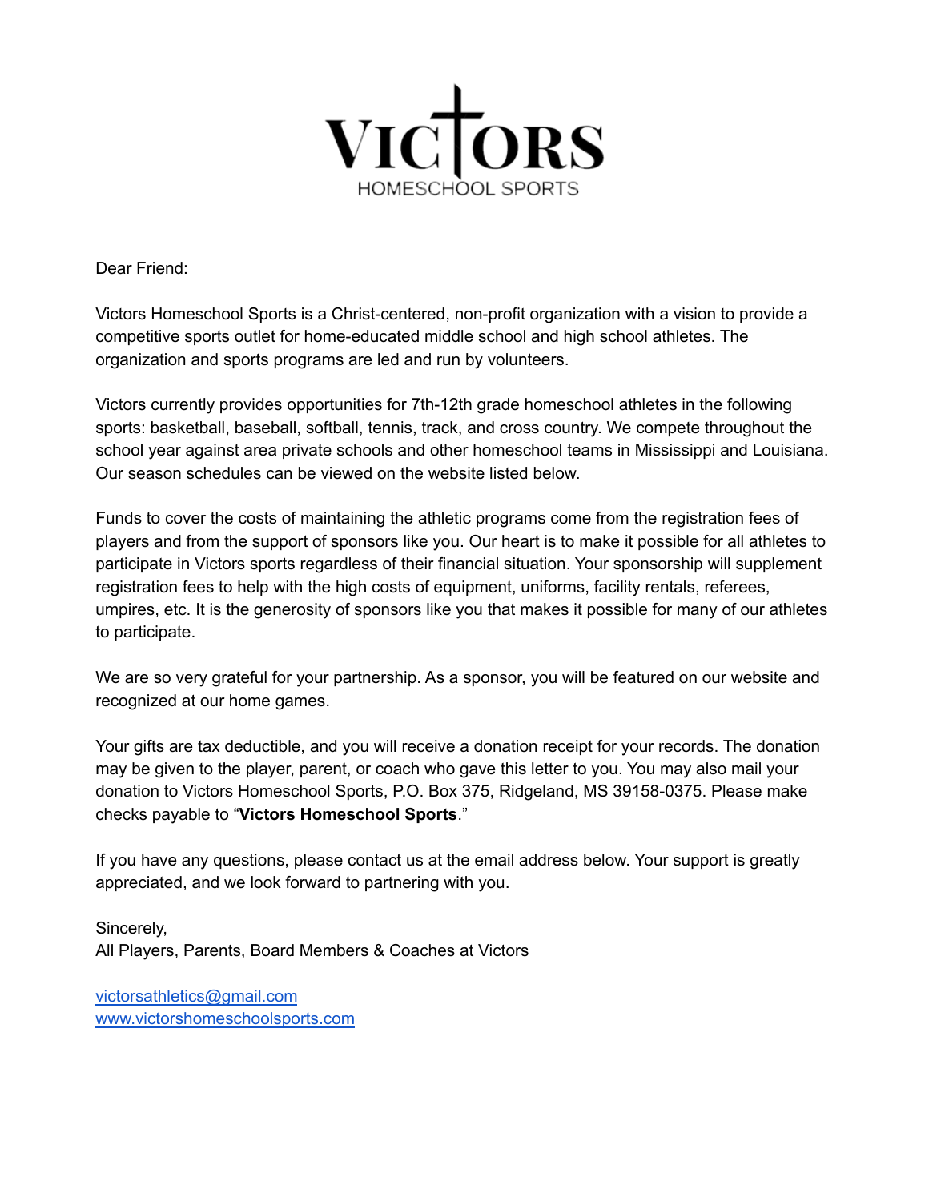# VICTORS
HOMESCHOOL SPORTS

Dear Friend:

Victors Homeschool Sports is a Christ-centered, non-profit organization with a vision to provide a competitive sports outlet for home-educated middle school and high school athletes. The organization and sports programs are led and run by volunteers.

Victors currently provides opportunities for 7th-12th grade homeschool athletes in the following sports: basketball, baseball, softball, tennis, track, and cross country. We compete throughout the school year against area private schools and other homeschool teams in Mississippi and Louisiana. Our season schedules can be viewed on the website listed below.

Funds to cover the costs of maintaining the athletic programs come from the registration fees of players and from the support of sponsors like you. Our heart is to make it possible for all athletes to participate in Victors sports regardless of their financial situation. Your sponsorship will supplement registration fees to help with the high costs of equipment, uniforms, facility rentals, referees, umpires, etc. It is the generosity of sponsors like you that makes it possible for many of our athletes to participate.

We are so very grateful for your partnership. As a sponsor, you will be featured on our website and recognized at our home games.

Your gifts are tax deductible, and you will receive a donation receipt for your records. The donation may be given to the player, parent, or coach who gave this letter to you. You may also mail your donation to Victors Homeschool Sports, P.O. Box 375, Ridgeland, MS 39158-0375. Please make checks payable to "**Victors Homeschool Sports**."

If you have any questions, please contact us at the email address below. Your support is greatly appreciated, and we look forward to partnering with you.

Sincerely,
All Players, Parents, Board Members & Coaches at Victors

victorsathletics@gmail.com
www.victorshomeschoolsports.com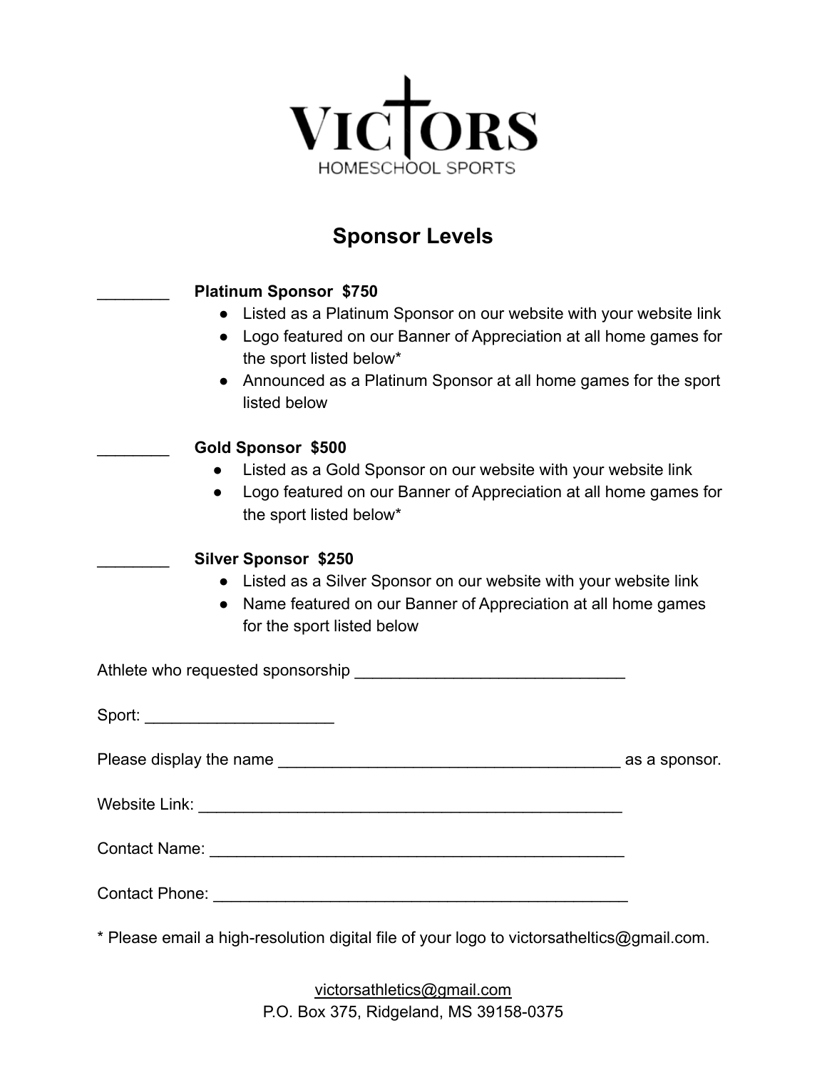VICTORS
HOMESCHOOL SPORTS

## Sponsor Levels

________ **Platinum Sponsor $750**

- Listed as a Platinum Sponsor on our website with your website link
- Logo featured on our Banner of Appreciation at all home games for the sport listed below*
- Announced as a Platinum Sponsor at all home games for the sport listed below

________ **Gold Sponsor $500**

- Listed as a Gold Sponsor on our website with your website link
- Logo featured on our Banner of Appreciation at all home games for the sport listed below*

________ **Silver Sponsor $250**

- Listed as a Silver Sponsor on our website with your website link
- Name featured on our Banner of Appreciation at all home games for the sport listed below

Athlete who requested sponsorship ______________________________

Sport: _____________________

Please display the name ______________________________________ as a sponsor.

Website Link: _______________________________________________

Contact Name: ______________________________________________

Contact Phone: ______________________________________________

* Please email a high-resolution digital file of your logo to victorsatheltics@gmail.com.

victorsathletics@gmail.com
P.O. Box 375, Ridgeland, MS 39158-0375